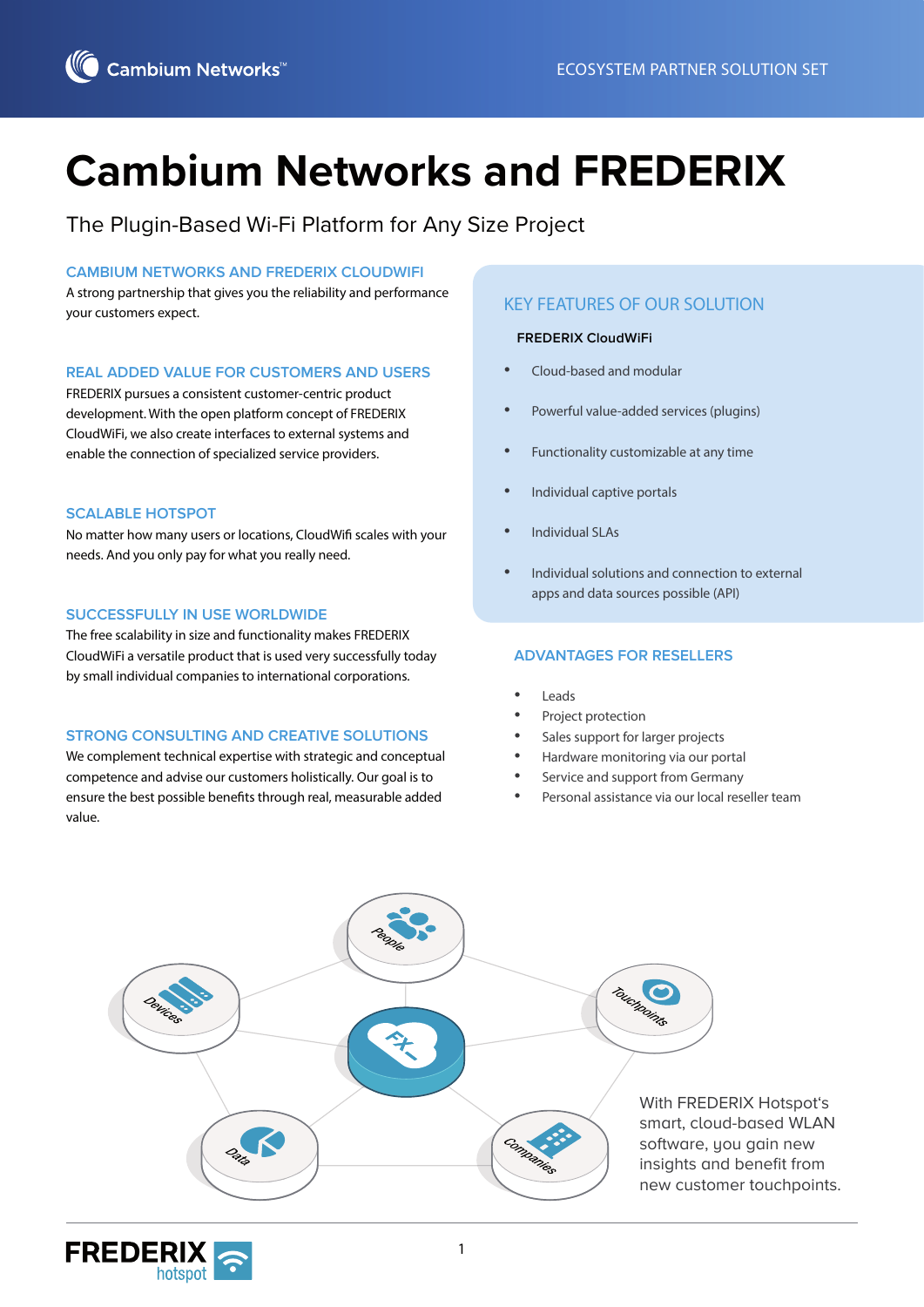# Cambium Networks and FREDERIX

The Plugin-Based Wi-Fi Platform for Any Size Project

## CAMBIUM NETWORKS AND FREDERIX CLOUDWIFI

A strong partnership that gives you the reliability and performance your customers expect.

## REAL ADDED VALUE FOR CUSTOMERS AND USERS

FREDERIX pursues a consistent customer-centric product development. With the open platform concept of FREDERIX CloudWiFi, we also create interfaces to external systems and enable the connection of specialized service providers.

## SCALABLE HOTSPOT

No matter how many users or locations, CloudWifi scales with your needs. And you only pay for what you really need.

## SUCCESSFULLY IN USE WORLDWIDE

The free scalability in size and functionality makes FREDERIX CloudWiFi a versatile product that is used very successfully today by small individual companies to international corporations.

## STRONG CONSULTING AND CREATIVE SOLUTIONS

We complement technical expertise with strategic and conceptual competence and advise our customers holistically. Our goal is to ensure the best possible benefits through real, measurable added value.

## KEY FEATURES OF OUR SOLUTION

**FREDERIX CloudWiFi**

- Cloud-based and modular
- Powerful value-added services (plugins)
- Functionality customizable at any time
- Individual captive portals
- Individual SLAs
- Individual solutions and connection to external apps and data sources possible (API)

## ADVANTAGES FOR RESELLERS

- Leads
- Project protection
- Sales support for larger projects
- Hardware monitoring via our portal
- Service and support from Germany
- Personal assistance via our local reseller team

People · Devices · Touchpoints · Data · Companies

With FREDERIX Hotspot's smart, cloud-based WLAN software, you gain new insights and benefit from new customer touchpoints.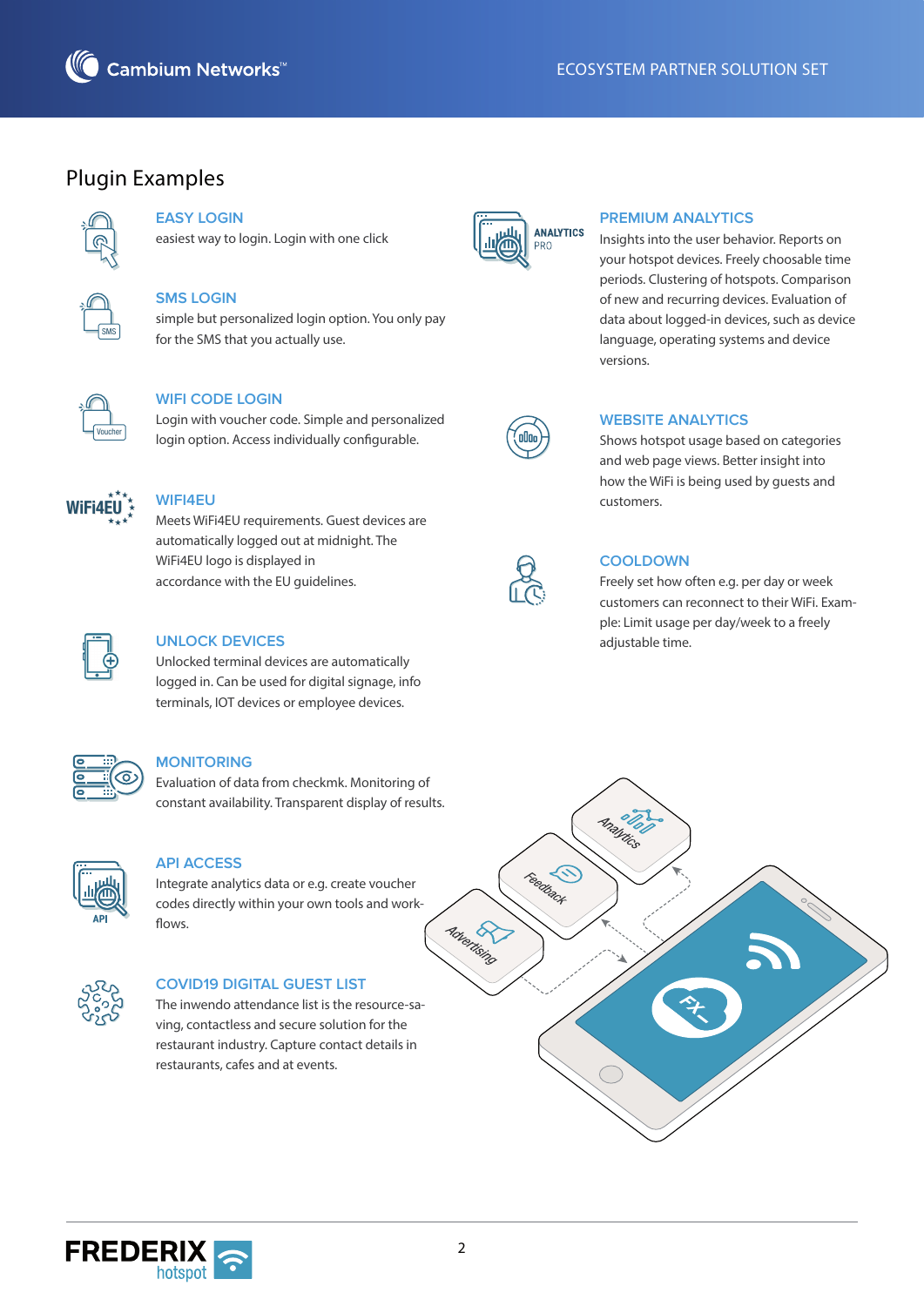## Plugin Examples

### EASY LOGIN

easiest way to login. Login with one click

### SMS LOGIN

simple but personalized login option. You only pay for the SMS that you actually use.

### WIFI CODE LOGIN

Login with voucher code. Simple and personalized login option. Access individually configurable.

### WIFI4EU

Meets WiFi4EU requirements. Guest devices are automatically logged out at midnight. The WiFi4EU logo is displayed in accordance with the EU guidelines.

### UNLOCK DEVICES

Unlocked terminal devices are automatically logged in. Can be used for digital signage, info terminals, IOT devices or employee devices.

### MONITORING

Evaluation of data from checkmk. Monitoring of constant availability. Transparent display of results.

### API ACCESS

Integrate analytics data or e.g. create voucher codes directly within your own tools and work-flows.

### COVID19 DIGITAL GUEST LIST

The inwendo attendance list is the resource-saving, contactless and secure solution for the restaurant industry. Capture contact details in restaurants, cafes and at events.

### PREMIUM ANALYTICS

Insights into the user behavior. Reports on your hotspot devices. Freely choosable time periods. Clustering of hotspots. Comparison of new and recurring devices. Evaluation of data about logged-in devices, such as device language, operating systems and device versions.

### WEBSITE ANALYTICS

Shows hotspot usage based on categories and web page views. Better insight into how the WiFi is being used by guests and customers.

### COOLDOWN

Freely set how often e.g. per day or week customers can reconnect to their WiFi. Example: Limit usage per day/week to a freely adjustable time.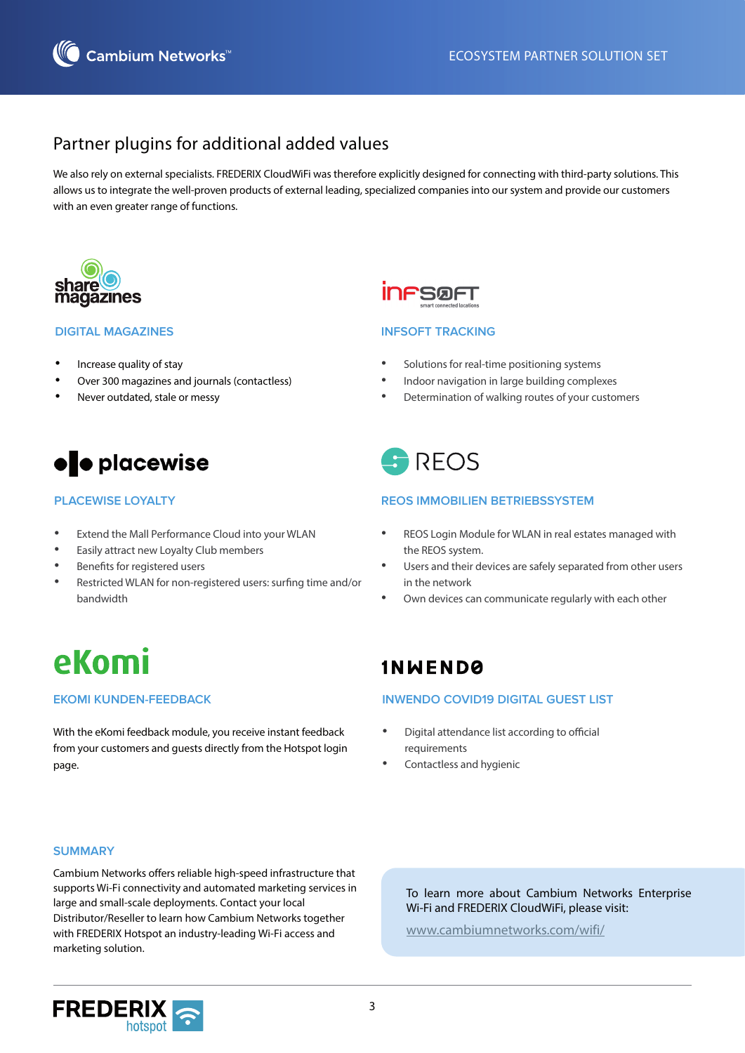## Partner plugins for additional added values

We also rely on external specialists. FREDERIX CloudWiFi was therefore explicitly designed for connecting with third-party solutions. This allows us to integrate the well-proven products of external leading, specialized companies into our system and provide our customers with an even greater range of functions.

### DIGITAL MAGAZINES

- Increase quality of stay
- Over 300 magazines and journals (contactless)
- Never outdated, stale or messy

### INFSOFT TRACKING

- Solutions for real-time positioning systems
- Indoor navigation in large building complexes
- Determination of walking routes of your customers

### PLACEWISE LOYALTY

- Extend the Mall Performance Cloud into your WLAN
- Easily attract new Loyalty Club members
- Benefits for registered users
- Restricted WLAN for non-registered users: surfing time and/or bandwidth

### REOS IMMOBILIEN BETRIEBSSYSTEM

- REOS Login Module for WLAN in real estates managed with the REOS system.
- Users and their devices are safely separated from other users in the network
- Own devices can communicate regularly with each other

### EKOMI KUNDEN-FEEDBACK

With the eKomi feedback module, you receive instant feedback from your customers and guests directly from the Hotspot login page.

### INWENDO COVID19 DIGITAL GUEST LIST

- Digital attendance list according to official requirements
- Contactless and hygienic

### SUMMARY

Cambium Networks offers reliable high-speed infrastructure that supports Wi-Fi connectivity and automated marketing services in large and small-scale deployments. Contact your local Distributor/Reseller to learn how Cambium Networks together with FREDERIX Hotspot an industry-leading Wi-Fi access and marketing solution.

To learn more about Cambium Networks Enterprise Wi-Fi and FREDERIX CloudWiFi, please visit:

www.cambiumnetworks.com/wifi/